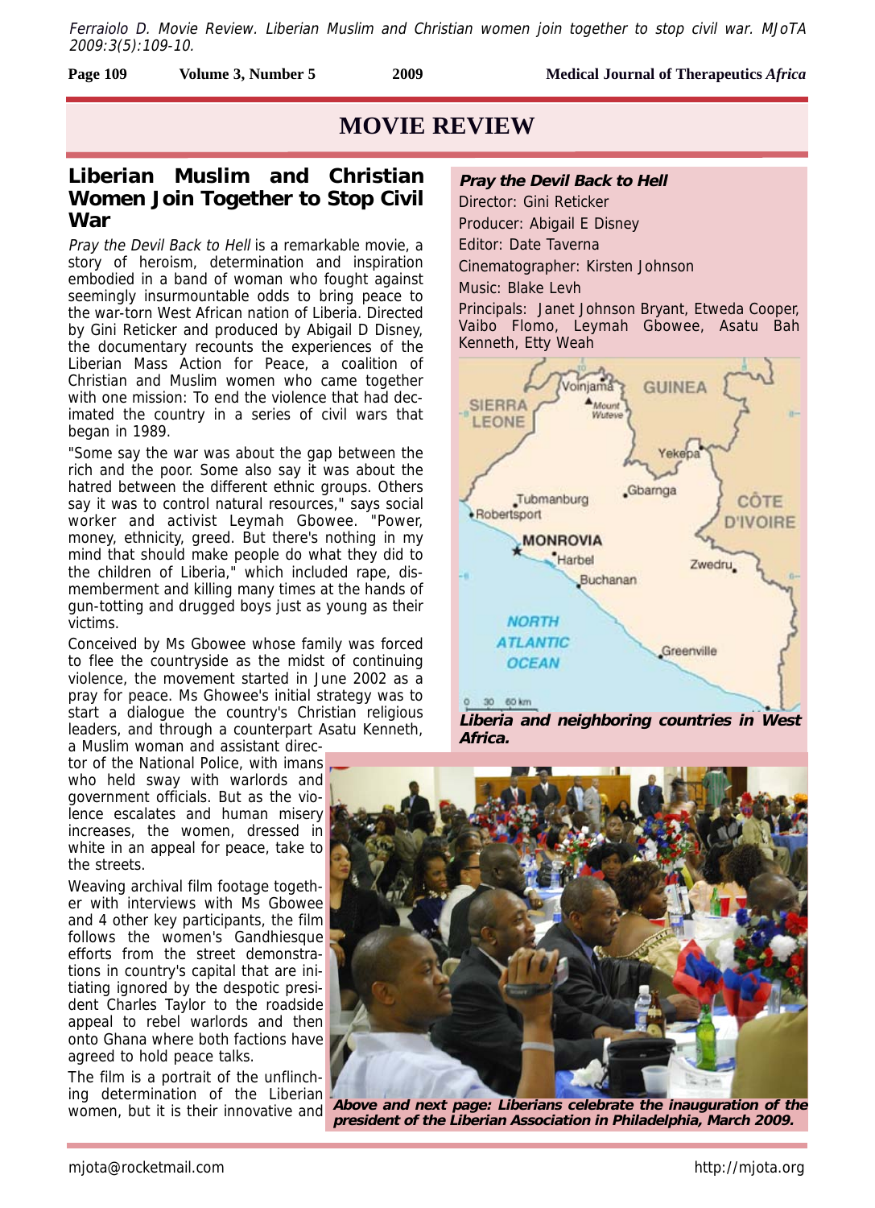Ferraiolo D. Movie Review. Liberian Muslim and Christian women join together to stop civil war. MJoTA 2009:3(5):109-10.

# MOVIE REVIEW

## Liberian Muslim and Christian Women Join Together to Stop Civil War

*Pray the Devil Back to Hell* is a remarkable movie, a story of heroism, determination and inspiration embodied in a band of woman who fought against seemingly insurmountable odds to bring peace to the war-torn West African nation of Liberia. Directed by Gini Reticker and produced by Abigail D Disney, the documentary recounts the experiences of the Liberian Mass Action for Peace, a coalition of Christian and Muslim women who came together with one mission: To end the violence that had decimated the country in a series of civil wars that began in 1989.

"Some say the war was about the gap between the rich and the poor. Some also say it was about the hatred between the different ethnic groups. Others say it was to control natural resources," says social worker and activist Leymah Gbowee. "Power, money, ethnicity, greed. But there's nothing in my mind that should make people do what they did to the children of Liberia," which included rape, dismemberment and killing many times at the hands of gun-totting and drugged boys just as young as their victims.

Conceived by Ms Gbowee whose family was forced to flee the countryside as the midst of continuing violence, the movement started in June 2002 as a pray for peace. Ms Ghowee's initial strategy was to start a dialogue the country's Christian religious leaders, and through a counterpart Asatu Kenneth, a Muslim woman and assistant director of the National Police, with imans who held sway with warlords and government officials. But as the violence escalates and human misery increases, the women, dressed in white in an appeal for peace, take to the streets.

Weaving archival film footage together with interviews with Ms Gbowee and 4 other key participants, the film follows the women's Gandhiesque efforts from the street demonstrations in country's capital that are initiating ignored by the despotic president Charles Taylor to the roadside appeal to rebel warlords and then onto Ghana where both factions have agreed to hold peace talks.

The film is a portrait of the unflinching determination of the Liberian women, but it is their innovative and

***Pray the Devil Back to Hell***

Director: Gini Reticker

Producer: Abigail E Disney

Editor: Date Taverna

Cinematographer: Kirsten Johnson

Music: Blake Levh

Principals: Janet Johnson Bryant, Etweda Cooper, Vaibo Flomo, Leymah Gbowee, Asatu Bah Kenneth, Etty Weah

***Liberia and neighboring countries in West Africa.***

***Above and next page: Liberians celebrate the inauguration of the president of the Liberian Association in Philadelphia, March 2009.***

mjota@rocketmail.com http://mjota.org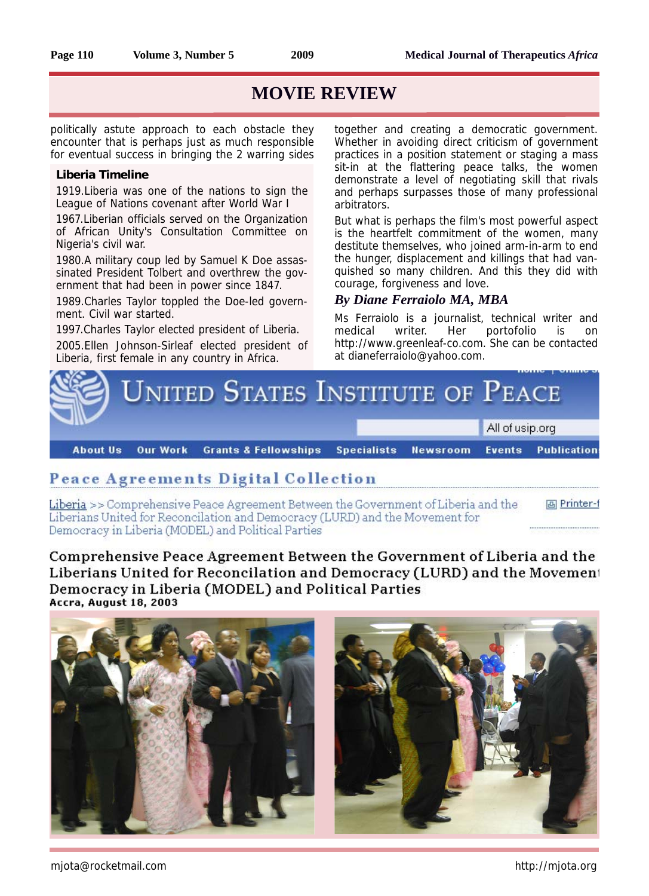# MOVIE REVIEW

politically astute approach to each obstacle they encounter that is perhaps just as much responsible for eventual success in bringing the 2 warring sides together and creating a democratic government. Whether in avoiding direct criticism of government practices in a position statement or staging a mass sit-in at the flattering peace talks, the women demonstrate a level of negotiating skill that rivals and perhaps surpasses those of many professional arbitrators.

But what is perhaps the film's most powerful aspect is the heartfelt commitment of the women, many destitute themselves, who joined arm-in-arm to end the hunger, displacement and killings that had vanquished so many children. And this they did with courage, forgiveness and love.

***By Diane Ferraiolo MA, MBA***

Ms Ferraiolo is a journalist, technical writer and medical writer. Her portofolio is on http://www.greenleaf-co.com. She can be contacted at dianeferraiolo@yahoo.com.

**Liberia Timeline**

1919.Liberia was one of the nations to sign the League of Nations covenant after World War I

1967.Liberian officials served on the Organization of African Unity's Consultation Committee on Nigeria's civil war.

1980.A military coup led by Samuel K Doe assassinated President Tolbert and overthrew the government that had been in power since 1847.

1989.Charles Taylor toppled the Doe-led government. Civil war started.

1997.Charles Taylor elected president of Liberia.

2005.Ellen Johnson-Sirleaf elected president of Liberia, first female in any country in Africa.

UNITED STATES INSTITUTE OF PEACE

All of usip.org

About Us | Our Work | Grants & Fellowships | Specialists | Newsroom | Events | Publication

## Peace Agreements Digital Collection

Liberia >> Comprehensive Peace Agreement Between the Government of Liberia and the Liberians United for Reconcilation and Democracy (LURD) and the Movement for Democracy in Liberia (MODEL) and Political Parties

Printer-f

**Comprehensive Peace Agreement Between the Government of Liberia and the Liberians United for Reconciliation and Democracy (LURD) and the Movement Democracy in Liberia (MODEL) and Political Parties**
**Accra, August 18, 2003**